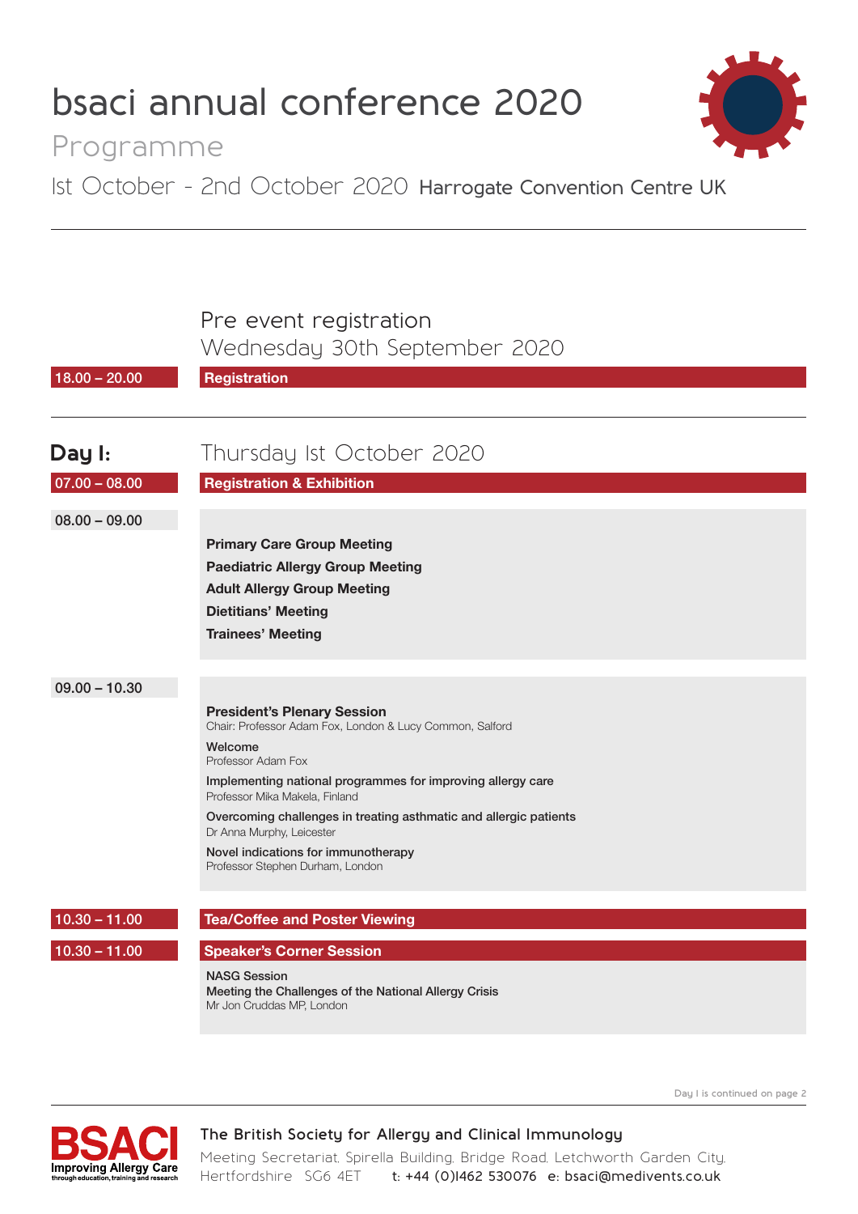# bsaci annual conference 2020

## Programme

Ist October - 2nd October 2020 **Harrogate Convention Centre UK**

---

## Pre event registration
### Wednesday 30th September 2020

**18.00 – 20.00** | **Registration**

---

## Day I: Thursday Ist October 2020

**07.00 – 08.00** | **Registration & Exhibition**

**08.00 – 09.00**

**Primary Care Group Meeting**
**Paediatric Allergy Group Meeting**
**Adult Allergy Group Meeting**
**Dietitians' Meeting**
**Trainees' Meeting**

**09.00 – 10.30**

**President's Plenary Session**
Chair: Professor Adam Fox, London & Lucy Common, Salford

Welcome
Professor Adam Fox

Implementing national programmes for improving allergy care
Professor Mika Makela, Finland

Overcoming challenges in treating asthmatic and allergic patients
Dr Anna Murphy, Leicester

Novel indications for immunotherapy
Professor Stephen Durham, London

**10.30 – 11.00** | **Tea/Coffee and Poster Viewing**

**10.30 – 11.00** | **Speaker's Corner Session**

NASG Session
Meeting the Challenges of the National Allergy Crisis
Mr Jon Cruddas MP, London

Day I is continued on page 2

---

**The British Society for Allergy and Clinical Immunology**

Meeting Secretariat, Spirella Building, Bridge Road, Letchworth Garden City, Hertfordshire SG6 4ET t: +44 (0)1462 530076 e: bsaci@medivents.co.uk

BSACI Improving Allergy Care through education, training and research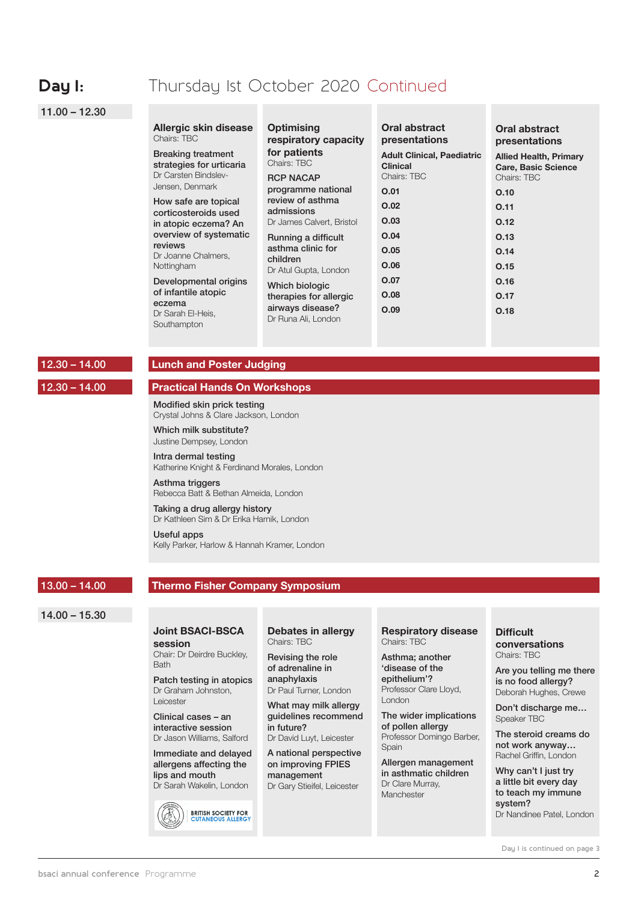# Day I: Thursday Ist October 2020 Continued

## 11.00 – 12.30

### Allergic skin disease
Chairs: TBC

**Breaking treatment strategies for urticaria**
Dr Carsten Bindslev-Jensen, Denmark

**How safe are topical corticosteroids used in atopic eczema? An overview of systematic reviews**
Dr Joanne Chalmers, Nottingham

**Developmental origins of infantile atopic eczema**
Dr Sarah El-Heis, Southampton

### Optimising respiratory capacity for patients
Chairs: TBC

**RCP NACAP programme national review of asthma admissions**
Dr James Calvert, Bristol

**Running a difficult asthma clinic for children**
Dr Atul Gupta, London

**Which biologic therapies for allergic airways disease?**
Dr Runa Ali, London

### Oral abstract presentations
**Adult Clinical, Paediatric Clinical**
Chairs: TBC

- O.01
- O.02
- O.03
- O.04
- O.05
- O.06
- O.07
- O.08
- O.09

### Oral abstract presentations
**Allied Health, Primary Care, Basic Science**
Chairs: TBC

- O.10
- O.11
- O.12
- O.13
- O.14
- O.15
- O.16
- O.17
- O.18

## 12.30 – 14.00

### Lunch and Poster Judging

## 12.30 – 14.00

### Practical Hands On Workshops

**Modified skin prick testing**
Crystal Johns & Clare Jackson, London

**Which milk substitute?**
Justine Dempsey, London

**Intra dermal testing**
Katherine Knight & Ferdinand Morales, London

**Asthma triggers**
Rebecca Batt & Bethan Almeida, London

**Taking a drug allergy history**
Dr Kathleen Sim & Dr Erika Harnik, London

**Useful apps**
Kelly Parker, Harlow & Hannah Kramer, London

## 13.00 – 14.00

### Thermo Fisher Company Symposium

## 14.00 – 15.30

### Joint BSACI-BSCA session
Chair: Dr Deirdre Buckley, Bath

**Patch testing in atopics**
Dr Graham Johnston, Leicester

**Clinical cases – an interactive session**
Dr Jason Williams, Salford

**Immediate and delayed allergens affecting the lips and mouth**
Dr Sarah Wakelin, London

BRITISH SOCIETY FOR CUTANEOUS ALLERGY

### Debates in allergy
Chairs: TBC

**Revising the role of adrenaline in anaphylaxis**
Dr Paul Turner, London

**What may milk allergy guidelines recommend in future?**
Dr David Luyt, Leicester

**A national perspective on improving FPIES management**
Dr Gary Stieifel, Leicester

### Respiratory disease
Chairs: TBC

**Asthma; another 'disease of the epithelium'?**
Professor Clare Lloyd, London

**The wider implications of pollen allergy**
Professor Domingo Barber, Spain

**Allergen management in asthmatic children**
Dr Clare Murray, Manchester

### Difficult conversations
Chairs: TBC

**Are you telling me there is no food allergy?**
Deborah Hughes, Crewe

**Don't discharge me…**
Speaker TBC

**The steroid creams do not work anyway…**
Rachel Griffin, London

**Why can't I just try a little bit every day to teach my immune system?**
Dr Nandinee Patel, London

Day I is continued on page 3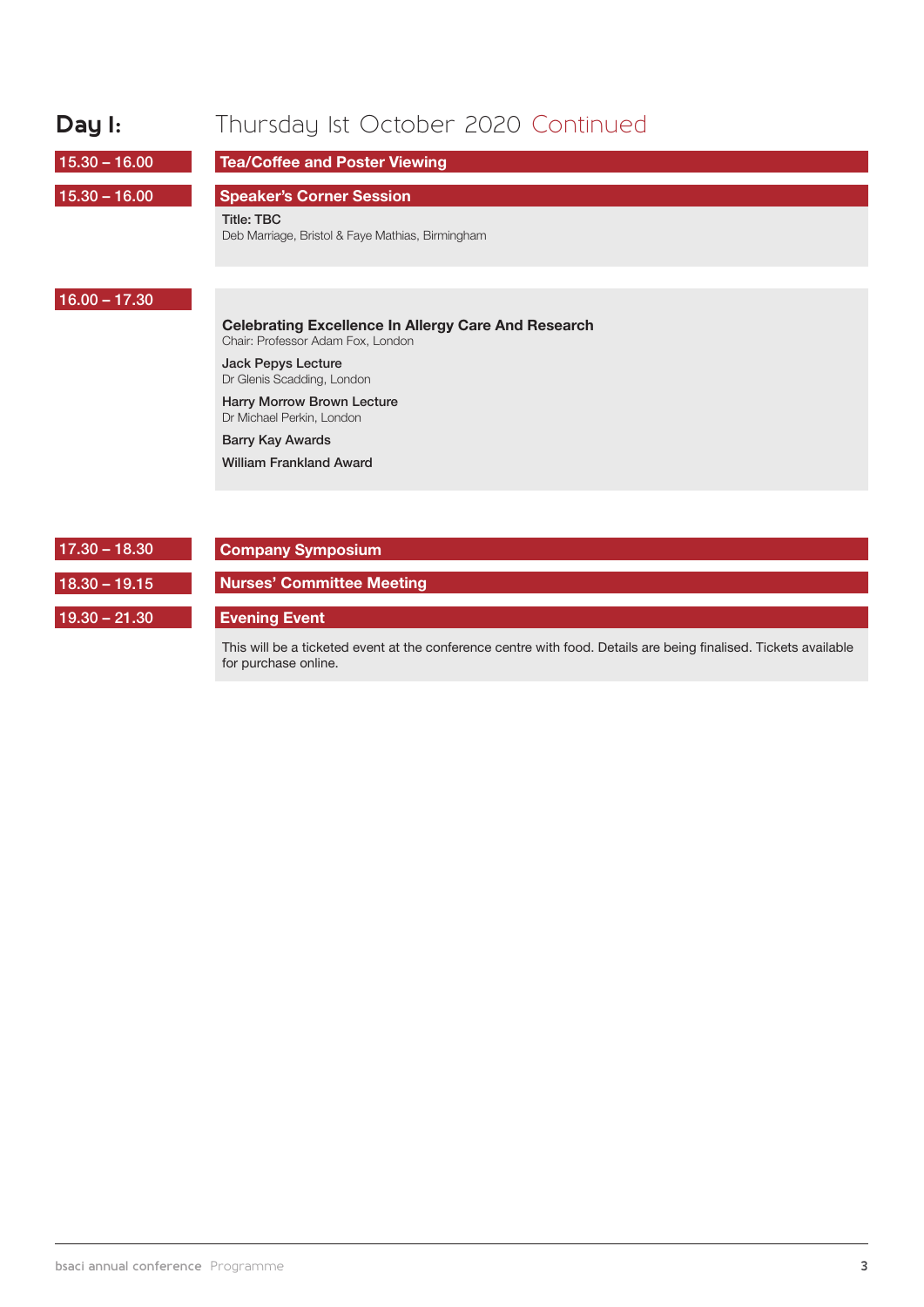## Day I: Thursday Ist October 2020 Continued

**15.30 – 16.00** **Tea/Coffee and Poster Viewing**

**15.30 – 16.00** **Speaker's Corner Session**

Title: TBC
Deb Marriage, Bristol & Faye Mathias, Birmingham

**16.00 – 17.30**

**Celebrating Excellence In Allergy Care And Research**
Chair: Professor Adam Fox, London

Jack Pepys Lecture
Dr Glenis Scadding, London

Harry Morrow Brown Lecture
Dr Michael Perkin, London

Barry Kay Awards

William Frankland Award

**17.30 – 18.30** **Company Symposium**

**18.30 – 19.15** **Nurses' Committee Meeting**

**19.30 – 21.30** **Evening Event**

This will be a ticketed event at the conference centre with food. Details are being finalised. Tickets available for purchase online.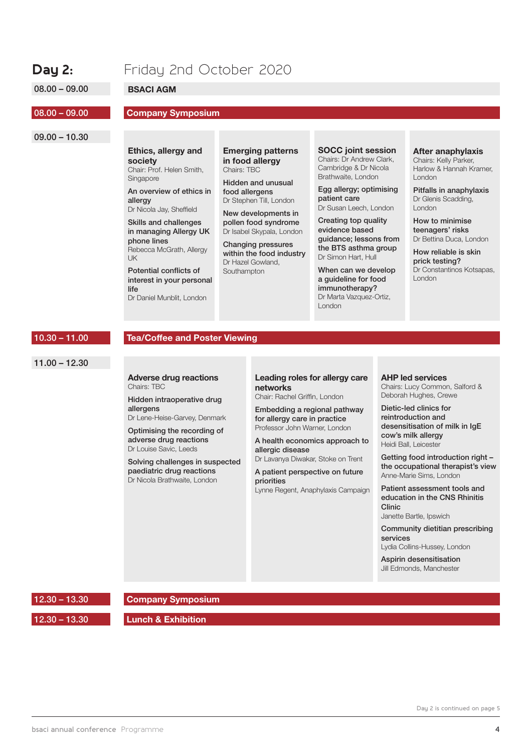# Day 2: Friday 2nd October 2020

**08.00 – 09.00** — **BSACI AGM**

**08.00 – 09.00** — **Company Symposium**

**09.00 – 10.30**

### Ethics, allergy and society
Chair: Prof. Helen Smith, Singapore

**An overview of ethics in allergy**
Dr Nicola Jay, Sheffield

**Skills and challenges in managing Allergy UK phone lines**
Rebecca McGrath, Allergy UK

**Potential conflicts of interest in your personal life**
Dr Daniel Munblit, London

### Emerging patterns in food allergy
Chairs: TBC

**Hidden and unusual food allergens**
Dr Stephen Till, London

**New developments in pollen food syndrome**
Dr Isabel Skypala, London

**Changing pressures within the food industry**
Dr Hazel Gowland, Southampton

### SOCC joint session
Chairs: Dr Andrew Clark, Cambridge & Dr Nicola Brathwaite, London

**Egg allergy; optimising patient care**
Dr Susan Leech, London

**Creating top quality evidence based guidance; lessons from the BTS asthma group**
Dr Simon Hart, Hull

**When can we develop a guideline for food immunotherapy?**
Dr Marta Vazquez-Ortiz, London

### After anaphylaxis
Chairs: Kelly Parker, Harlow & Hannah Kramer, London

**Pitfalls in anaphylaxis**
Dr Glenis Scadding, London

**How to minimise teenagers' risks**
Dr Bettina Duca, London

**How reliable is skin prick testing?**
Dr Constantinos Kotsapas, London

**10.30 – 11.00** — **Tea/Coffee and Poster Viewing**

**11.00 – 12.30**

### Adverse drug reactions
Chairs: TBC

**Hidden intraoperative drug allergens**
Dr Lene-Heise-Garvey, Denmark

**Optimising the recording of adverse drug reactions**
Dr Louise Savic, Leeds

**Solving challenges in suspected paediatric drug reactions**
Dr Nicola Brathwaite, London

### Leading roles for allergy care networks
Chair: Rachel Griffin, London

**Embedding a regional pathway for allergy care in practice**
Professor John Warner, London

**A health economics approach to allergic disease**
Dr Lavanya Diwakar, Stoke on Trent

**A patient perspective on future priorities**
Lynne Regent, Anaphylaxis Campaign

### AHP led services
Chairs: Lucy Common, Salford & Deborah Hughes, Crewe

**Dietic-led clinics for reintroduction and desensitisation of milk in IgE cow's milk allergy**
Heidi Ball, Leicester

**Getting food introduction right – the occupational therapist's view**
Anne-Marie Sims, London

**Patient assessment tools and education in the CNS Rhinitis Clinic**
Janette Bartle, Ipswich

**Community dietitian prescribing services**
Lydia Collins-Hussey, London

**Aspirin desensitisation**
Jill Edmonds, Manchester

**12.30 – 13.30** — **Company Symposium**

**12.30 – 13.30** — **Lunch & Exhibition**

Day 2 is continued on page 5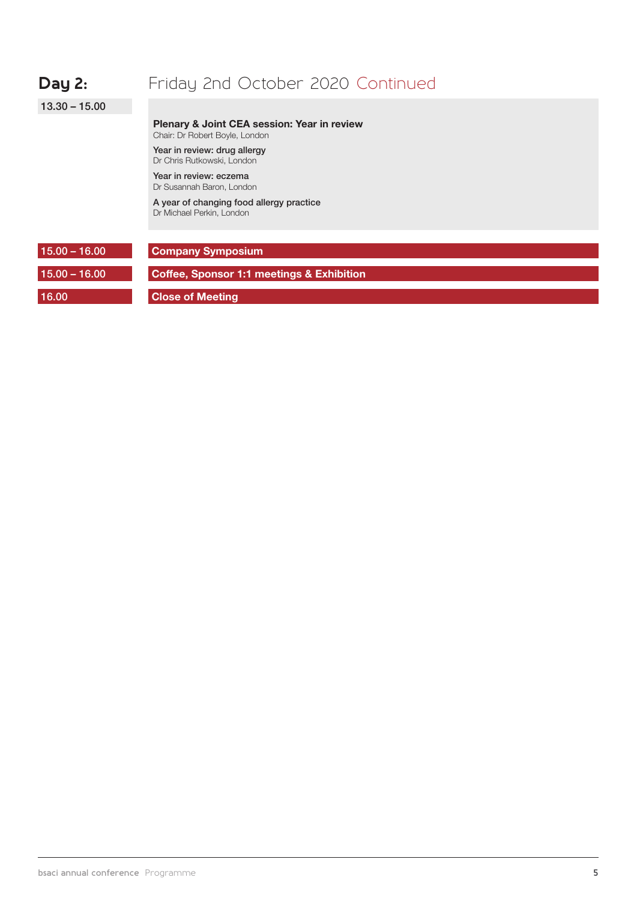## Day 2: Friday 2nd October 2020 Continued

**13.30 – 15.00**

**Plenary & Joint CEA session: Year in review**
Chair: Dr Robert Boyle, London

Year in review: drug allergy
Dr Chris Rutkowski, London

Year in review: eczema
Dr Susannah Baron, London

A year of changing food allergy practice
Dr Michael Perkin, London

**15.00 – 16.00** **Company Symposium**

**15.00 – 16.00** **Coffee, Sponsor 1:1 meetings & Exhibition**

**16.00** **Close of Meeting**